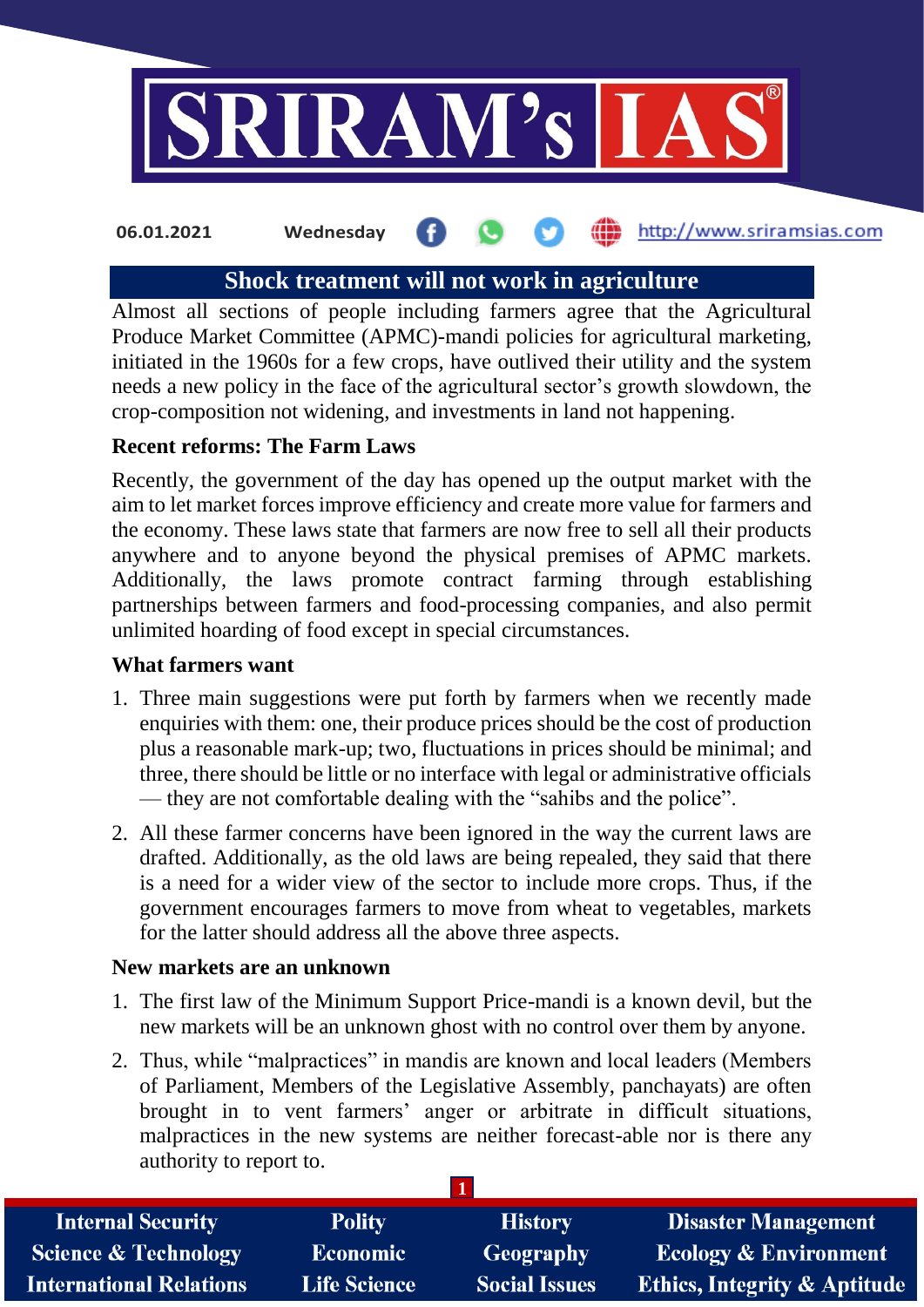06.01.2021 Wednesday http://www.sriramsias.com

# Shock treatment will not work in agriculture

Almost all sections of people including farmers agree that the Agricultural Produce Market Committee (APMC)-mandi policies for agricultural marketing, initiated in the 1960s for a few crops, have outlived their utility and the system needs a new policy in the face of the agricultural sector's growth slowdown, the crop-composition not widening, and investments in land not happening.

## Recent reforms: The Farm Laws

Recently, the government of the day has opened up the output market with the aim to let market forces improve efficiency and create more value for farmers and the economy. These laws state that farmers are now free to sell all their products anywhere and to anyone beyond the physical premises of APMC markets. Additionally, the laws promote contract farming through establishing partnerships between farmers and food-processing companies, and also permit unlimited hoarding of food except in special circumstances.

## What farmers want

1. Three main suggestions were put forth by farmers when we recently made enquiries with them: one, their produce prices should be the cost of production plus a reasonable mark-up; two, fluctuations in prices should be minimal; and three, there should be little or no interface with legal or administrative officials — they are not comfortable dealing with the "sahibs and the police".
2. All these farmer concerns have been ignored in the way the current laws are drafted. Additionally, as the old laws are being repealed, they said that there is a need for a wider view of the sector to include more crops. Thus, if the government encourages farmers to move from wheat to vegetables, markets for the latter should address all the above three aspects.

## New markets are an unknown

1. The first law of the Minimum Support Price-mandi is a known devil, but the new markets will be an unknown ghost with no control over them by anyone.
2. Thus, while "malpractices" in mandis are known and local leaders (Members of Parliament, Members of the Legislative Assembly, panchayats) are often brought in to vent farmers' anger or arbitrate in difficult situations, malpractices in the new systems are neither forecast-able nor is there any authority to report to.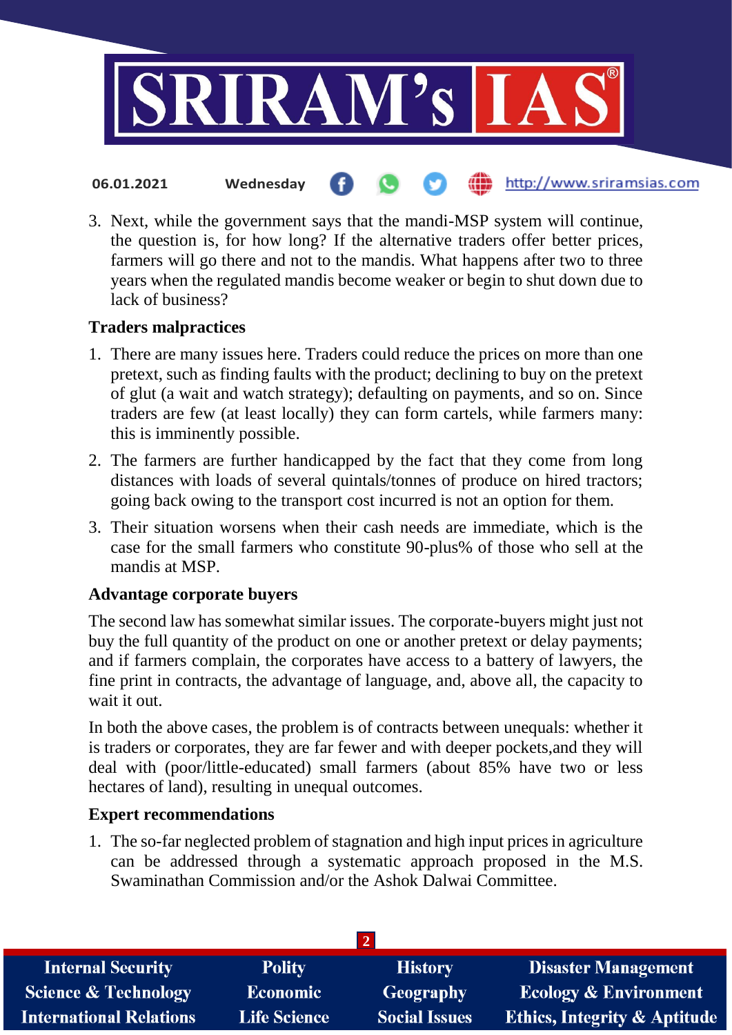3. Next, while the government says that the mandi-MSP system will continue, the question is, for how long? If the alternative traders offer better prices, farmers will go there and not to the mandis. What happens after two to three years when the regulated mandis become weaker or begin to shut down due to lack of business?

### Traders malpractices

1. There are many issues here. Traders could reduce the prices on more than one pretext, such as finding faults with the product; declining to buy on the pretext of glut (a wait and watch strategy); defaulting on payments, and so on. Since traders are few (at least locally) they can form cartels, while farmers many: this is imminently possible.
2. The farmers are further handicapped by the fact that they come from long distances with loads of several quintals/tonnes of produce on hired tractors; going back owing to the transport cost incurred is not an option for them.
3. Their situation worsens when their cash needs are immediate, which is the case for the small farmers who constitute 90-plus% of those who sell at the mandis at MSP.

### Advantage corporate buyers

The second law has somewhat similar issues. The corporate-buyers might just not buy the full quantity of the product on one or another pretext or delay payments; and if farmers complain, the corporates have access to a battery of lawyers, the fine print in contracts, the advantage of language, and, above all, the capacity to wait it out.

In both the above cases, the problem is of contracts between unequals: whether it is traders or corporates, they are far fewer and with deeper pockets,and they will deal with (poor/little-educated) small farmers (about 85% have two or less hectares of land), resulting in unequal outcomes.

### Expert recommendations

1. The so-far neglected problem of stagnation and high input prices in agriculture can be addressed through a systematic approach proposed in the M.S. Swaminathan Commission and/or the Ashok Dalwai Committee.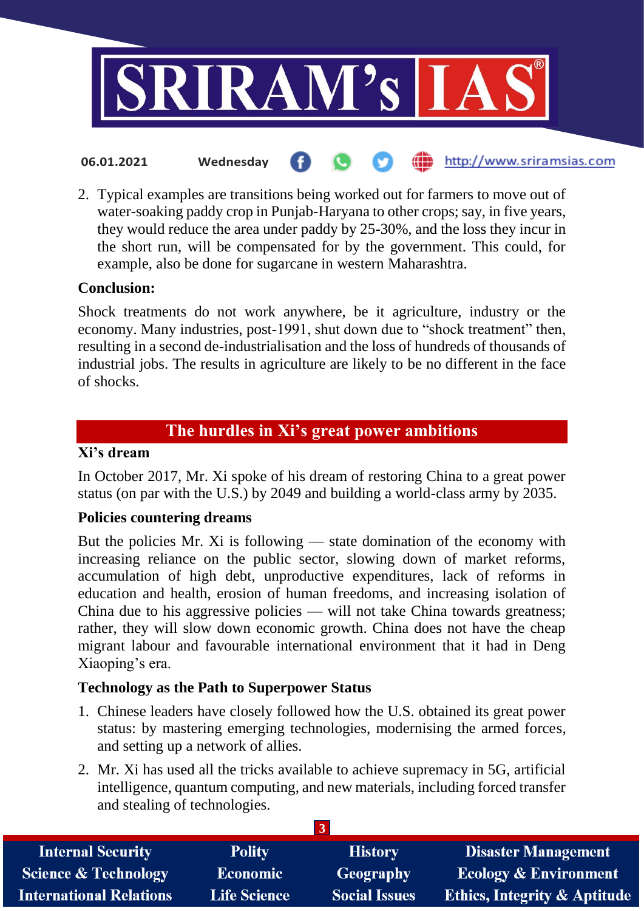2. Typical examples are transitions being worked out for farmers to move out of water-soaking paddy crop in Punjab-Haryana to other crops; say, in five years, they would reduce the area under paddy by 25-30%, and the loss they incur in the short run, will be compensated for by the government. This could, for example, also be done for sugarcane in western Maharashtra.

**Conclusion:**

Shock treatments do not work anywhere, be it agriculture, industry or the economy. Many industries, post-1991, shut down due to "shock treatment" then, resulting in a second de-industrialisation and the loss of hundreds of thousands of industrial jobs. The results in agriculture are likely to be no different in the face of shocks.

## The hurdles in Xi's great power ambitions

**Xi's dream**

In October 2017, Mr. Xi spoke of his dream of restoring China to a great power status (on par with the U.S.) by 2049 and building a world-class army by 2035.

**Policies countering dreams**

But the policies Mr. Xi is following — state domination of the economy with increasing reliance on the public sector, slowing down of market reforms, accumulation of high debt, unproductive expenditures, lack of reforms in education and health, erosion of human freedoms, and increasing isolation of China due to his aggressive policies — will not take China towards greatness; rather, they will slow down economic growth. China does not have the cheap migrant labour and favourable international environment that it had in Deng Xiaoping's era.

**Technology as the Path to Superpower Status**

1. Chinese leaders have closely followed how the U.S. obtained its great power status: by mastering emerging technologies, modernising the armed forces, and setting up a network of allies.
2. Mr. Xi has used all the tricks available to achieve supremacy in 5G, artificial intelligence, quantum computing, and new materials, including forced transfer and stealing of technologies.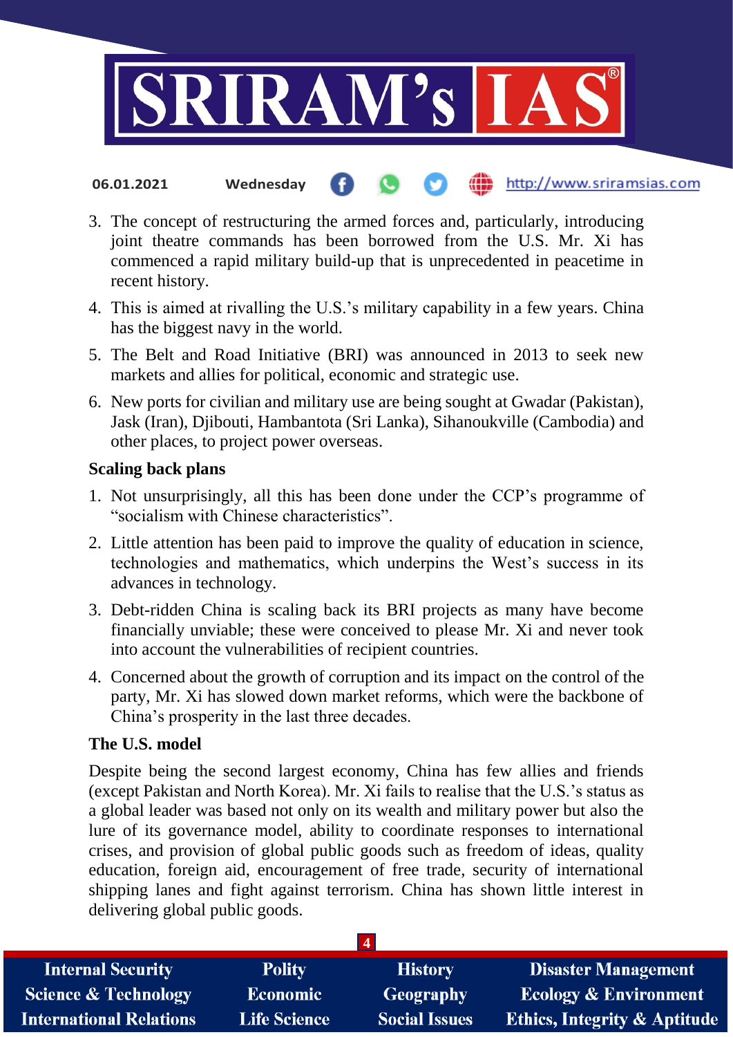3. The concept of restructuring the armed forces and, particularly, introducing joint theatre commands has been borrowed from the U.S. Mr. Xi has commenced a rapid military build-up that is unprecedented in peacetime in recent history.
4. This is aimed at rivalling the U.S.'s military capability in a few years. China has the biggest navy in the world.
5. The Belt and Road Initiative (BRI) was announced in 2013 to seek new markets and allies for political, economic and strategic use.
6. New ports for civilian and military use are being sought at Gwadar (Pakistan), Jask (Iran), Djibouti, Hambantota (Sri Lanka), Sihanoukville (Cambodia) and other places, to project power overseas.

**Scaling back plans**

1. Not unsurprisingly, all this has been done under the CCP's programme of "socialism with Chinese characteristics".
2. Little attention has been paid to improve the quality of education in science, technologies and mathematics, which underpins the West's success in its advances in technology.
3. Debt-ridden China is scaling back its BRI projects as many have become financially unviable; these were conceived to please Mr. Xi and never took into account the vulnerabilities of recipient countries.
4. Concerned about the growth of corruption and its impact on the control of the party, Mr. Xi has slowed down market reforms, which were the backbone of China's prosperity in the last three decades.

**The U.S. model**

Despite being the second largest economy, China has few allies and friends (except Pakistan and North Korea). Mr. Xi fails to realise that the U.S.'s status as a global leader was based not only on its wealth and military power but also the lure of its governance model, ability to coordinate responses to international crises, and provision of global public goods such as freedom of ideas, quality education, foreign aid, encouragement of free trade, security of international shipping lanes and fight against terrorism. China has shown little interest in delivering global public goods.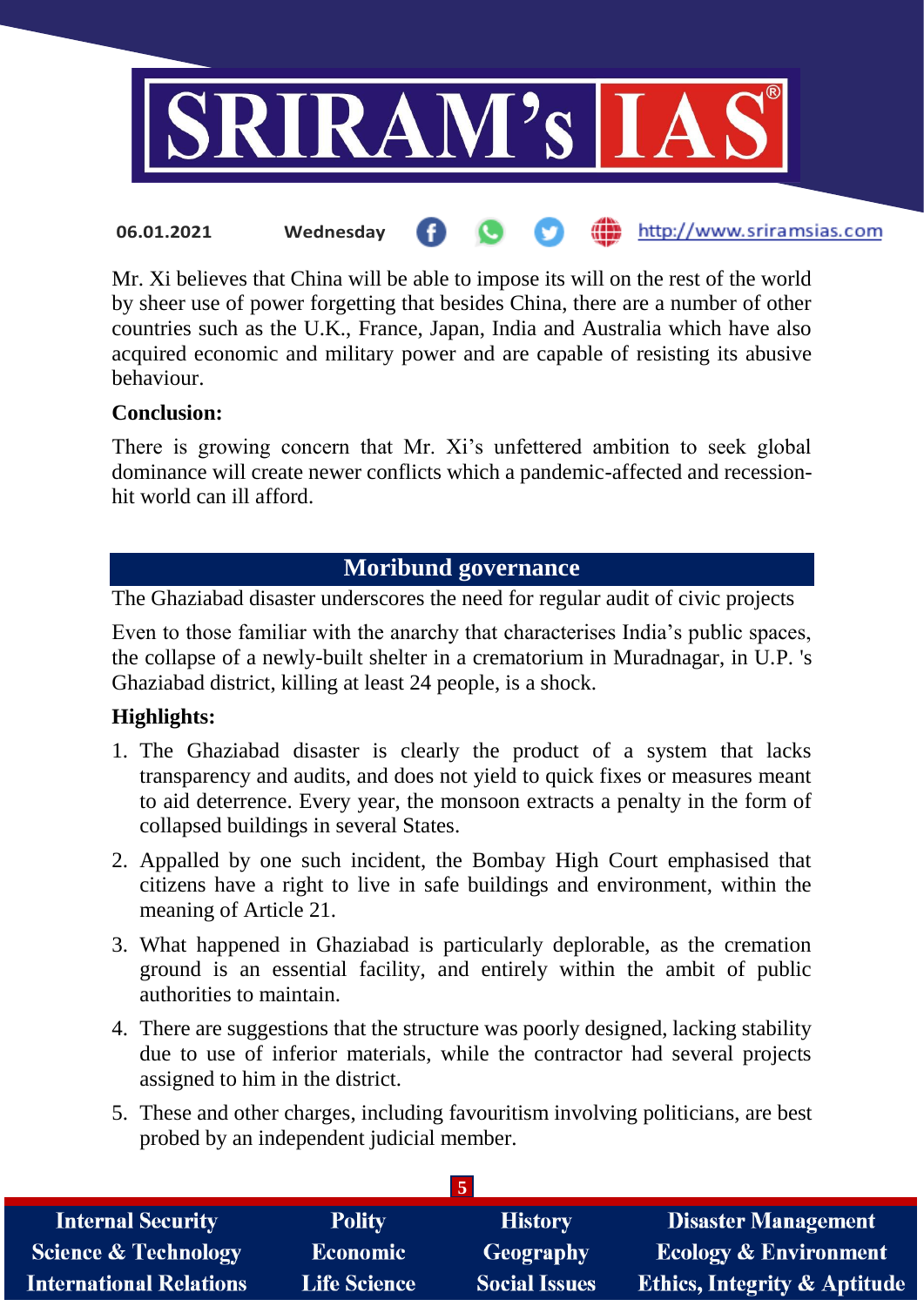Mr. Xi believes that China will be able to impose its will on the rest of the world by sheer use of power forgetting that besides China, there are a number of other countries such as the U.K., France, Japan, India and Australia which have also acquired economic and military power and are capable of resisting its abusive behaviour.

**Conclusion:**

There is growing concern that Mr. Xi's unfettered ambition to seek global dominance will create newer conflicts which a pandemic-affected and recession-hit world can ill afford.

## Moribund governance

The Ghaziabad disaster underscores the need for regular audit of civic projects

Even to those familiar with the anarchy that characterises India's public spaces, the collapse of a newly-built shelter in a crematorium in Muradnagar, in U.P. 's Ghaziabad district, killing at least 24 people, is a shock.

**Highlights:**

1. The Ghaziabad disaster is clearly the product of a system that lacks transparency and audits, and does not yield to quick fixes or measures meant to aid deterrence. Every year, the monsoon extracts a penalty in the form of collapsed buildings in several States.
2. Appalled by one such incident, the Bombay High Court emphasised that citizens have a right to live in safe buildings and environment, within the meaning of Article 21.
3. What happened in Ghaziabad is particularly deplorable, as the cremation ground is an essential facility, and entirely within the ambit of public authorities to maintain.
4. There are suggestions that the structure was poorly designed, lacking stability due to use of inferior materials, while the contractor had several projects assigned to him in the district.
5. These and other charges, including favouritism involving politicians, are best probed by an independent judicial member.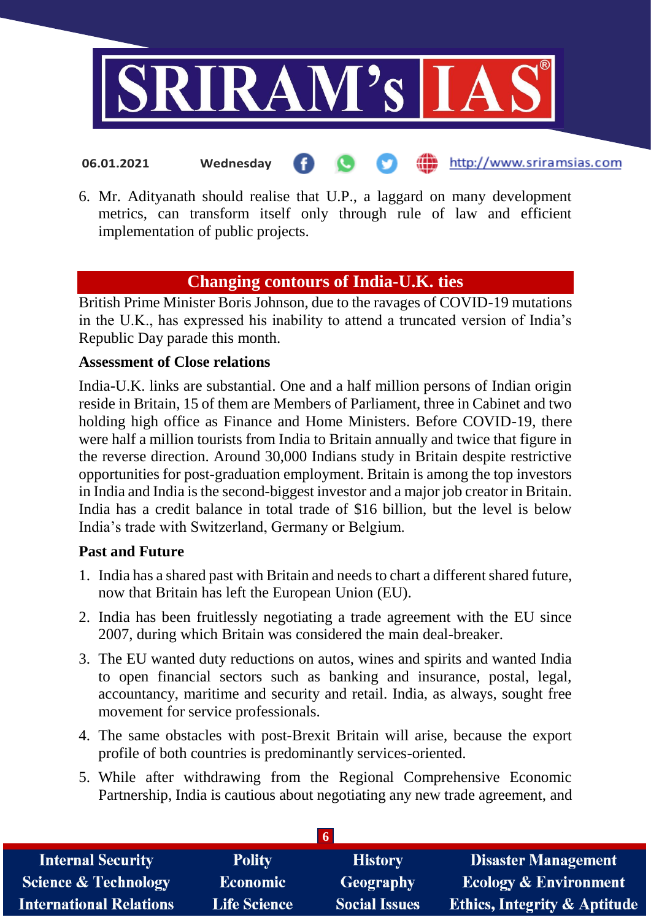6. Mr. Adityanath should realise that U.P., a laggard on many development metrics, can transform itself only through rule of law and efficient implementation of public projects.

## Changing contours of India-U.K. ties

British Prime Minister Boris Johnson, due to the ravages of COVID-19 mutations in the U.K., has expressed his inability to attend a truncated version of India's Republic Day parade this month.

### Assessment of Close relations

India-U.K. links are substantial. One and a half million persons of Indian origin reside in Britain, 15 of them are Members of Parliament, three in Cabinet and two holding high office as Finance and Home Ministers. Before COVID-19, there were half a million tourists from India to Britain annually and twice that figure in the reverse direction. Around 30,000 Indians study in Britain despite restrictive opportunities for post-graduation employment. Britain is among the top investors in India and India is the second-biggest investor and a major job creator in Britain. India has a credit balance in total trade of $16 billion, but the level is below India's trade with Switzerland, Germany or Belgium.

### Past and Future

1. India has a shared past with Britain and needs to chart a different shared future, now that Britain has left the European Union (EU).
2. India has been fruitlessly negotiating a trade agreement with the EU since 2007, during which Britain was considered the main deal-breaker.
3. The EU wanted duty reductions on autos, wines and spirits and wanted India to open financial sectors such as banking and insurance, postal, legal, accountancy, maritime and security and retail. India, as always, sought free movement for service professionals.
4. The same obstacles with post-Brexit Britain will arise, because the export profile of both countries is predominantly services-oriented.
5. While after withdrawing from the Regional Comprehensive Economic Partnership, India is cautious about negotiating any new trade agreement, and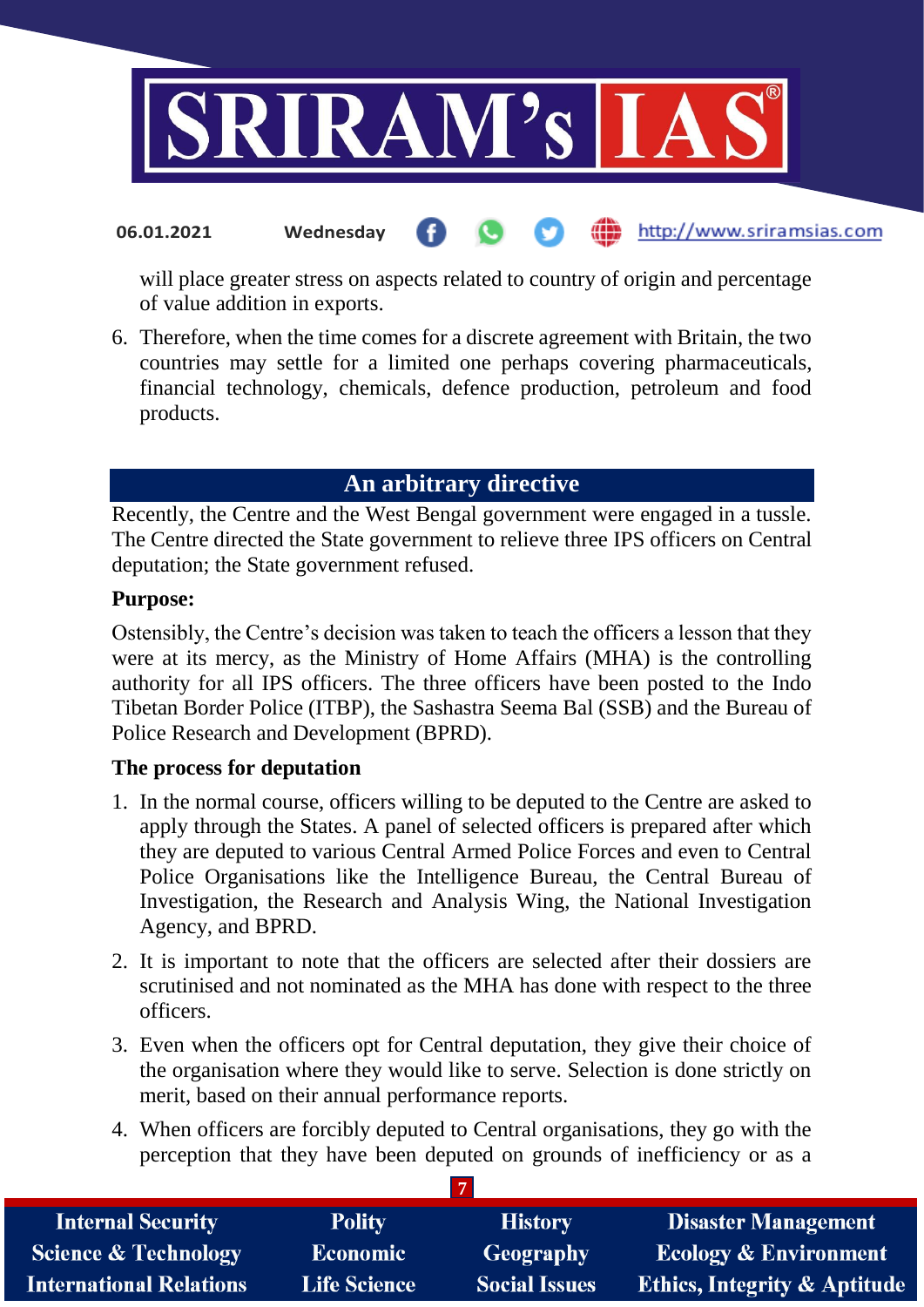will place greater stress on aspects related to country of origin and percentage of value addition in exports.

6. Therefore, when the time comes for a discrete agreement with Britain, the two countries may settle for a limited one perhaps covering pharmaceuticals, financial technology, chemicals, defence production, petroleum and food products.

## An arbitrary directive

Recently, the Centre and the West Bengal government were engaged in a tussle. The Centre directed the State government to relieve three IPS officers on Central deputation; the State government refused.

**Purpose:**

Ostensibly, the Centre's decision was taken to teach the officers a lesson that they were at its mercy, as the Ministry of Home Affairs (MHA) is the controlling authority for all IPS officers. The three officers have been posted to the Indo Tibetan Border Police (ITBP), the Sashastra Seema Bal (SSB) and the Bureau of Police Research and Development (BPRD).

**The process for deputation**

1. In the normal course, officers willing to be deputed to the Centre are asked to apply through the States. A panel of selected officers is prepared after which they are deputed to various Central Armed Police Forces and even to Central Police Organisations like the Intelligence Bureau, the Central Bureau of Investigation, the Research and Analysis Wing, the National Investigation Agency, and BPRD.
2. It is important to note that the officers are selected after their dossiers are scrutinised and not nominated as the MHA has done with respect to the three officers.
3. Even when the officers opt for Central deputation, they give their choice of the organisation where they would like to serve. Selection is done strictly on merit, based on their annual performance reports.
4. When officers are forcibly deputed to Central organisations, they go with the perception that they have been deputed on grounds of inefficiency or as a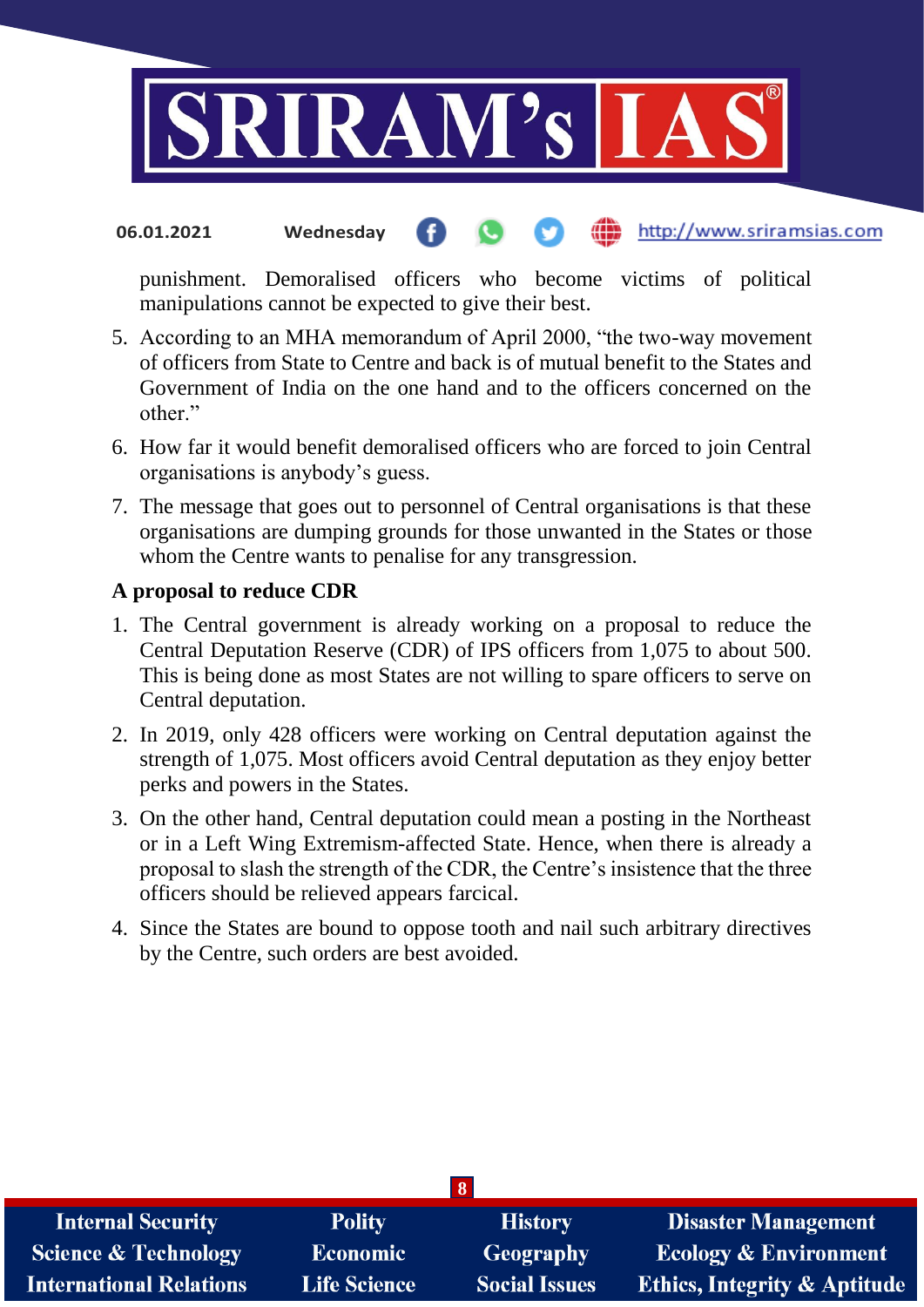punishment. Demoralised officers who become victims of political manipulations cannot be expected to give their best.

5. According to an MHA memorandum of April 2000, "the two-way movement of officers from State to Centre and back is of mutual benefit to the States and Government of India on the one hand and to the officers concerned on the other."
6. How far it would benefit demoralised officers who are forced to join Central organisations is anybody's guess.
7. The message that goes out to personnel of Central organisations is that these organisations are dumping grounds for those unwanted in the States or those whom the Centre wants to penalise for any transgression.

**A proposal to reduce CDR**

1. The Central government is already working on a proposal to reduce the Central Deputation Reserve (CDR) of IPS officers from 1,075 to about 500. This is being done as most States are not willing to spare officers to serve on Central deputation.
2. In 2019, only 428 officers were working on Central deputation against the strength of 1,075. Most officers avoid Central deputation as they enjoy better perks and powers in the States.
3. On the other hand, Central deputation could mean a posting in the Northeast or in a Left Wing Extremism-affected State. Hence, when there is already a proposal to slash the strength of the CDR, the Centre's insistence that the three officers should be relieved appears farcical.
4. Since the States are bound to oppose tooth and nail such arbitrary directives by the Centre, such orders are best avoided.